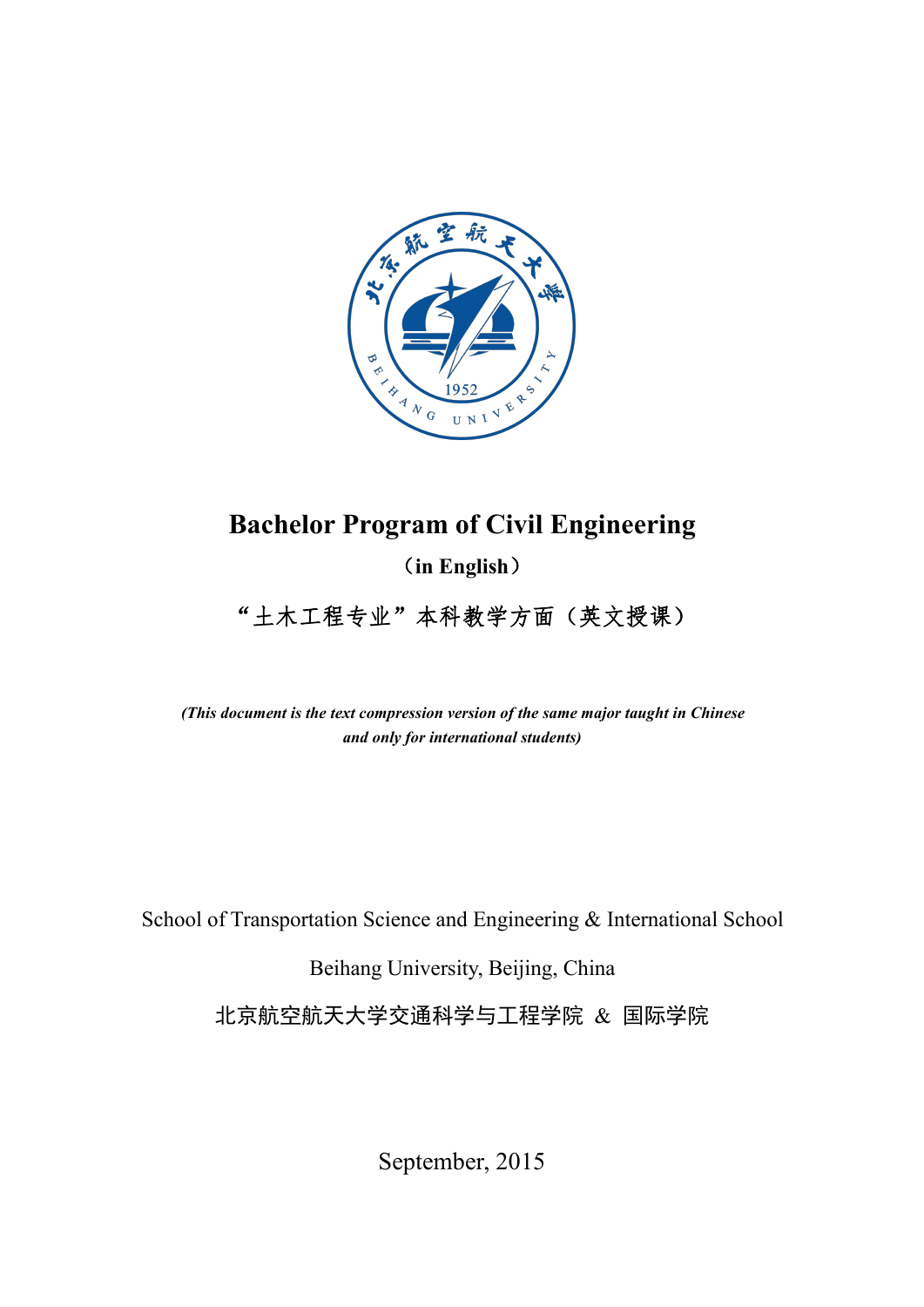# Bachelor Program of Civil Engineering

**（in English）**

“土木工程专业”本科教学方面（英文授课）

***(This document is the text compression version of the same major taught in Chinese and only for international students)***

School of Transportation Science and Engineering & International School

Beihang University, Beijing, China

北京航空航天大学交通科学与工程学院 & 国际学院

September, 2015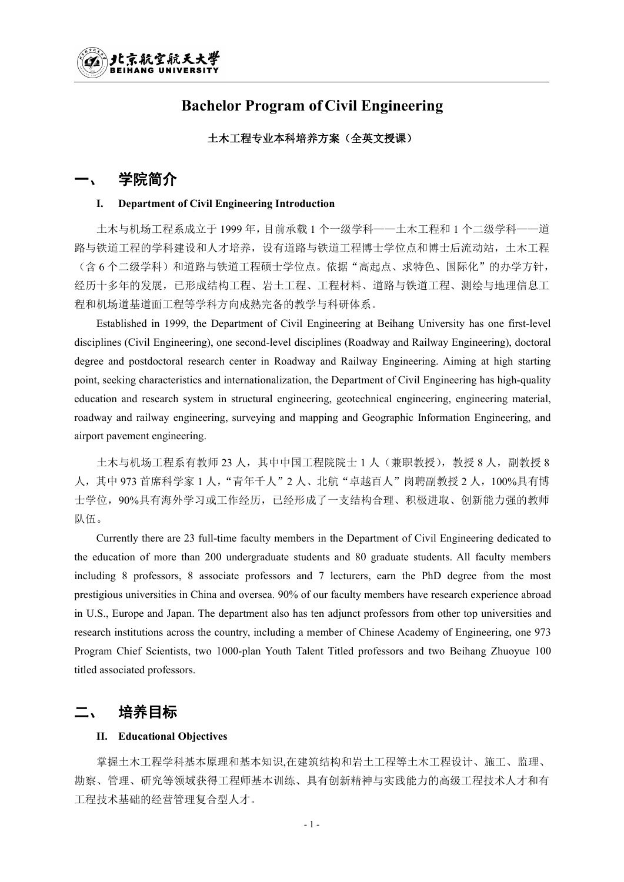# Bachelor Program of Civil Engineering

**土木工程专业本科培养方案（全英文授课）**

## 一、 学院简介

### I. Department of Civil Engineering Introduction

土木与机场工程系成立于 1999 年，目前承载 1 个一级学科——土木工程和 1 个二级学科——道路与铁道工程的学科建设和人才培养，设有道路与铁道工程博士学位点和博士后流动站，土木工程（含 6 个二级学科）和道路与铁道工程硕士学位点。依据“高起点、求特色、国际化”的办学方针，经历十多年的发展，已形成结构工程、岩土工程、工程材料、道路与铁道工程、测绘与地理信息工程和机场道基道面工程等学科方向成熟完备的教学与科研体系。

Established in 1999, the Department of Civil Engineering at Beihang University has one first-level disciplines (Civil Engineering), one second-level disciplines (Roadway and Railway Engineering), doctoral degree and postdoctoral research center in Roadway and Railway Engineering. Aiming at high starting point, seeking characteristics and internationalization, the Department of Civil Engineering has high-quality education and research system in structural engineering, geotechnical engineering, engineering material, roadway and railway engineering, surveying and mapping and Geographic Information Engineering, and airport pavement engineering.

土木与机场工程系有教师 23 人，其中中国工程院院士 1 人（兼职教授），教授 8 人，副教授 8 人，其中 973 首席科学家 1 人，“青年千人”2 人、北航“卓越百人”岗聘副教授 2 人，100%具有博士学位，90%具有海外学习或工作经历，已经形成了一支结构合理、积极进取、创新能力强的教师队伍。

Currently there are 23 full-time faculty members in the Department of Civil Engineering dedicated to the education of more than 200 undergraduate students and 80 graduate students. All faculty members including 8 professors, 8 associate professors and 7 lecturers, earn the PhD degree from the most prestigious universities in China and oversea. 90% of our faculty members have research experience abroad in U.S., Europe and Japan. The department also has ten adjunct professors from other top universities and research institutions across the country, including a member of Chinese Academy of Engineering, one 973 Program Chief Scientists, two 1000-plan Youth Talent Titled professors and two Beihang Zhuoyue 100 titled associated professors.

## 二、 培养目标

### II. Educational Objectives

掌握土木工程学科基本原理和基本知识,在建筑结构和岩土工程等土木工程设计、施工、监理、勘察、管理、研究等领域获得工程师基本训练、具有创新精神与实践能力的高级工程技术人才和有工程技术基础的经营管理复合型人才。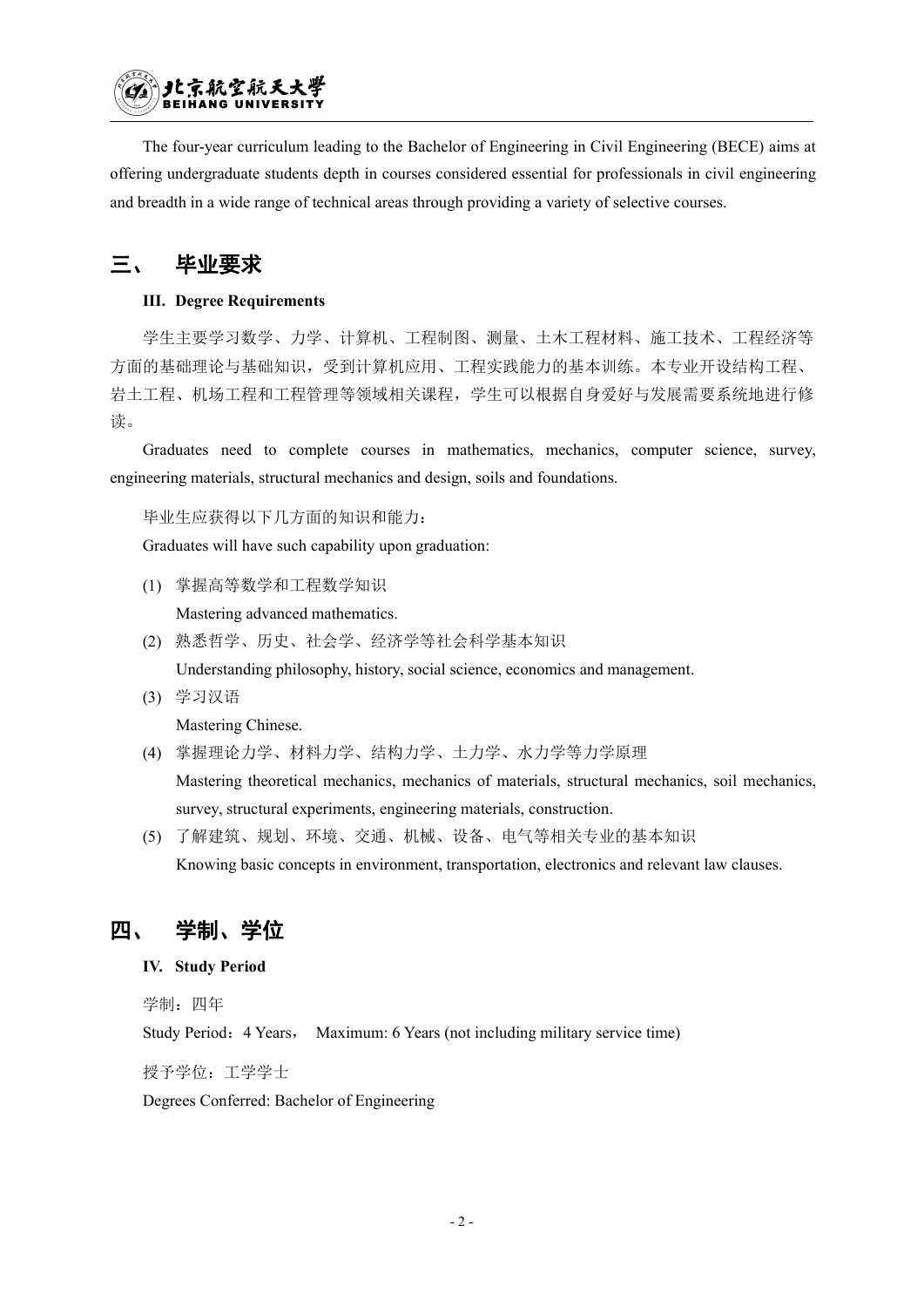The four-year curriculum leading to the Bachelor of Engineering in Civil Engineering (BECE) aims at offering undergraduate students depth in courses considered essential for professionals in civil engineering and breadth in a wide range of technical areas through providing a variety of selective courses.

## 三、 毕业要求

**III. Degree Requirements**

学生主要学习数学、力学、计算机、工程制图、测量、土木工程材料、施工技术、工程经济等方面的基础理论与基础知识，受到计算机应用、工程实践能力的基本训练。本专业开设结构工程、岩土工程、机场工程和工程管理等领域相关课程，学生可以根据自身爱好与发展需要系统地进行修读。

Graduates need to complete courses in mathematics, mechanics, computer science, survey, engineering materials, structural mechanics and design, soils and foundations.

毕业生应获得以下几方面的知识和能力：

Graduates will have such capability upon graduation:

(1) 掌握高等数学和工程数学知识
Mastering advanced mathematics.

(2) 熟悉哲学、历史、社会学、经济学等社会科学基本知识
Understanding philosophy, history, social science, economics and management.

(3) 学习汉语
Mastering Chinese.

(4) 掌握理论力学、材料力学、结构力学、土力学、水力学等力学原理
Mastering theoretical mechanics, mechanics of materials, structural mechanics, soil mechanics, survey, structural experiments, engineering materials, construction.

(5) 了解建筑、规划、环境、交通、机械、设备、电气等相关专业的基本知识
Knowing basic concepts in environment, transportation, electronics and relevant law clauses.

## 四、 学制、学位

**IV. Study Period**

学制：四年

Study Period：4 Years， Maximum: 6 Years (not including military service time)

授予学位：工学学士

Degrees Conferred: Bachelor of Engineering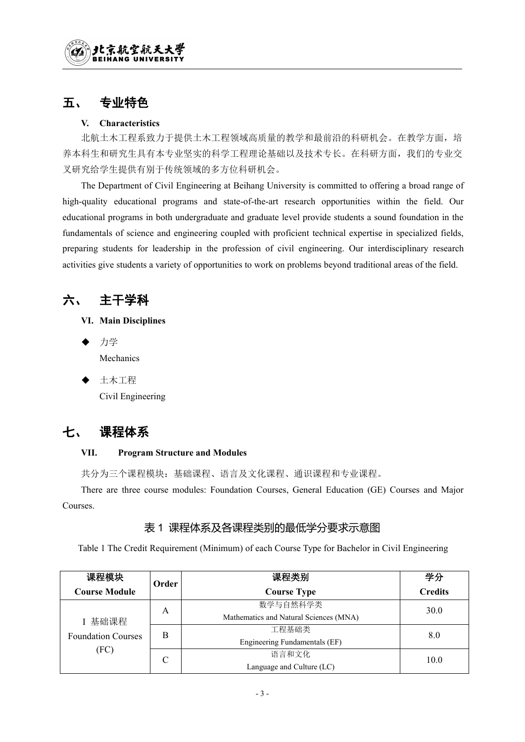## 五、 专业特色

**V. Characteristics**

北航土木工程系致力于提供土木工程领域高质量的教学和最前沿的科研机会。在教学方面，培养本科生和研究生具有本专业坚实的科学工程理论基础以及技术专长。在科研方面，我们的专业交叉研究给学生提供有别于传统领域的多方位科研机会。

The Department of Civil Engineering at Beihang University is committed to offering a broad range of high-quality educational programs and state-of-the-art research opportunities within the field. Our educational programs in both undergraduate and graduate level provide students a sound foundation in the fundamentals of science and engineering coupled with proficient technical expertise in specialized fields, preparing students for leadership in the profession of civil engineering. Our interdisciplinary research activities give students a variety of opportunities to work on problems beyond traditional areas of the field.

## 六、 主干学科

**VI. Main Disciplines**

- 力学
  Mechanics
- 土木工程
  Civil Engineering

## 七、 课程体系

**VII. Program Structure and Modules**

共分为三个课程模块：基础课程、语言及文化课程、通识课程和专业课程。

There are three course modules: Foundation Courses, General Education (GE) Courses and Major Courses.

### 表 1 课程体系及各课程类别的最低学分要求示意图

Table 1 The Credit Requirement (Minimum) of each Course Type for Bachelor in Civil Engineering

| 课程模块<br>Course Module | Order | 课程类别<br>Course Type | 学分<br>Credits |
|---|---|---|---|
| I 基础课程<br>Foundation Courses (FC) | A | 数学与自然科学类<br>Mathematics and Natural Sciences (MNA) | 30.0 |
| | B | 工程基础类<br>Engineering Fundamentals (EF) | 8.0 |
| | C | 语言和文化<br>Language and Culture (LC) | 10.0 |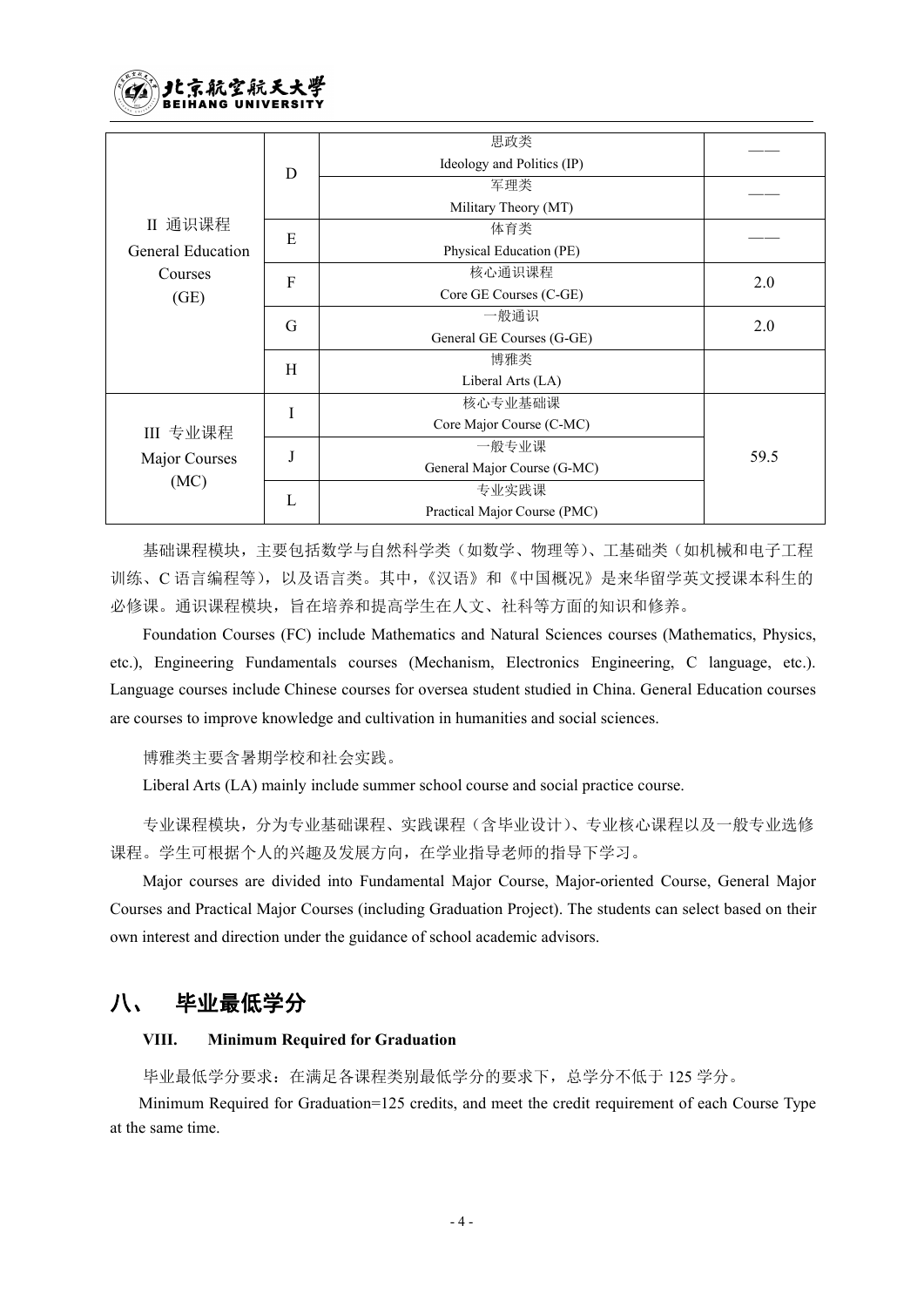| | | | |
|---|---|---|---|
| II 通识课程<br>General Education Courses<br>(GE) | D | 思政类<br>Ideology and Politics (IP) | —— |
| | | 军理类<br>Military Theory (MT) | —— |
| | E | 体育类<br>Physical Education (PE) | —— |
| | F | 核心通识课程<br>Core GE Courses (C-GE) | 2.0 |
| | G | 一般通识<br>General GE Courses (G-GE) | 2.0 |
| | H | 博雅类<br>Liberal Arts (LA) | |
| III 专业课程<br>Major Courses<br>(MC) | I | 核心专业基础课<br>Core Major Course (C-MC) | 59.5 |
| | J | 一般专业课<br>General Major Course (G-MC) | |
| | L | 专业实践课<br>Practical Major Course (PMC) | |

基础课程模块，主要包括数学与自然科学类（如数学、物理等）、工基础类（如机械和电子工程训练、C 语言编程等），以及语言类。其中，《汉语》和《中国概况》是来华留学英文授课本科生的必修课。通识课程模块，旨在培养和提高学生在人文、社科等方面的知识和修养。

Foundation Courses (FC) include Mathematics and Natural Sciences courses (Mathematics, Physics, etc.), Engineering Fundamentals courses (Mechanism, Electronics Engineering, C language, etc.). Language courses include Chinese courses for oversea student studied in China. General Education courses are courses to improve knowledge and cultivation in humanities and social sciences.

博雅类主要含暑期学校和社会实践。

Liberal Arts (LA) mainly include summer school course and social practice course.

专业课程模块，分为专业基础课程、实践课程（含毕业设计）、专业核心课程以及一般专业选修课程。学生可根据个人的兴趣及发展方向，在学业指导老师的指导下学习。

Major courses are divided into Fundamental Major Course, Major-oriented Course, General Major Courses and Practical Major Courses (including Graduation Project). The students can select based on their own interest and direction under the guidance of school academic advisors.

## 八、 毕业最低学分

**VIII. Minimum Required for Graduation**

毕业最低学分要求：在满足各课程类别最低学分的要求下，总学分不低于 125 学分。

Minimum Required for Graduation=125 credits, and meet the credit requirement of each Course Type at the same time.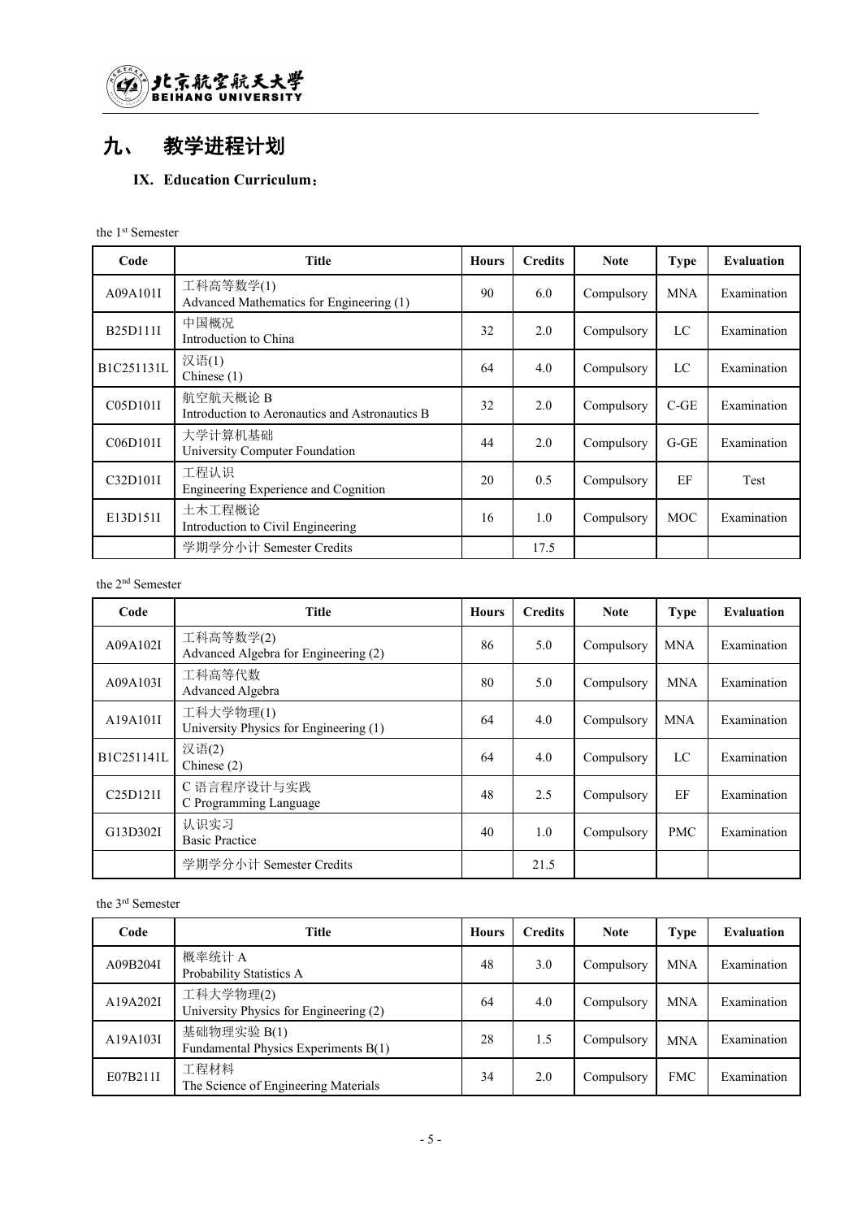# 九、 教学进程计划

**IX. Education Curriculum：**

the 1st Semester

| Code | Title | Hours | Credits | Note | Type | Evaluation |
|---|---|---|---|---|---|---|
| A09A101I | 工科高等数学(1) Advanced Mathematics for Engineering (1) | 90 | 6.0 | Compulsory | MNA | Examination |
| B25D111I | 中国概况 Introduction to China | 32 | 2.0 | Compulsory | LC | Examination |
| B1C251131L | 汉语(1) Chinese (1) | 64 | 4.0 | Compulsory | LC | Examination |
| C05D101I | 航空航天概论 B Introduction to Aeronautics and Astronautics B | 32 | 2.0 | Compulsory | C-GE | Examination |
| C06D101I | 大学计算机基础 University Computer Foundation | 44 | 2.0 | Compulsory | G-GE | Examination |
| C32D101I | 工程认识 Engineering Experience and Cognition | 20 | 0.5 | Compulsory | EF | Test |
| E13D151I | 土木工程概论 Introduction to Civil Engineering | 16 | 1.0 | Compulsory | MOC | Examination |
| | 学期学分小计 Semester Credits | | 17.5 | | | |

the 2nd Semester

| Code | Title | Hours | Credits | Note | Type | Evaluation |
|---|---|---|---|---|---|---|
| A09A102I | 工科高等数学(2) Advanced Algebra for Engineering (2) | 86 | 5.0 | Compulsory | MNA | Examination |
| A09A103I | 工科高等代数 Advanced Algebra | 80 | 5.0 | Compulsory | MNA | Examination |
| A19A101I | 工科大学物理(1) University Physics for Engineering (1) | 64 | 4.0 | Compulsory | MNA | Examination |
| B1C251141L | 汉语(2) Chinese (2) | 64 | 4.0 | Compulsory | LC | Examination |
| C25D121I | C 语言程序设计与实践 C Programming Language | 48 | 2.5 | Compulsory | EF | Examination |
| G13D302I | 认识实习 Basic Practice | 40 | 1.0 | Compulsory | PMC | Examination |
| | 学期学分小计 Semester Credits | | 21.5 | | | |

the 3rd Semester

| Code | Title | Hours | Credits | Note | Type | Evaluation |
|---|---|---|---|---|---|---|
| A09B204I | 概率统计 A Probability Statistics A | 48 | 3.0 | Compulsory | MNA | Examination |
| A19A202I | 工科大学物理(2) University Physics for Engineering (2) | 64 | 4.0 | Compulsory | MNA | Examination |
| A19A103I | 基础物理实验 B(1) Fundamental Physics Experiments B(1) | 28 | 1.5 | Compulsory | MNA | Examination |
| E07B211I | 工程材料 The Science of Engineering Materials | 34 | 2.0 | Compulsory | FMC | Examination |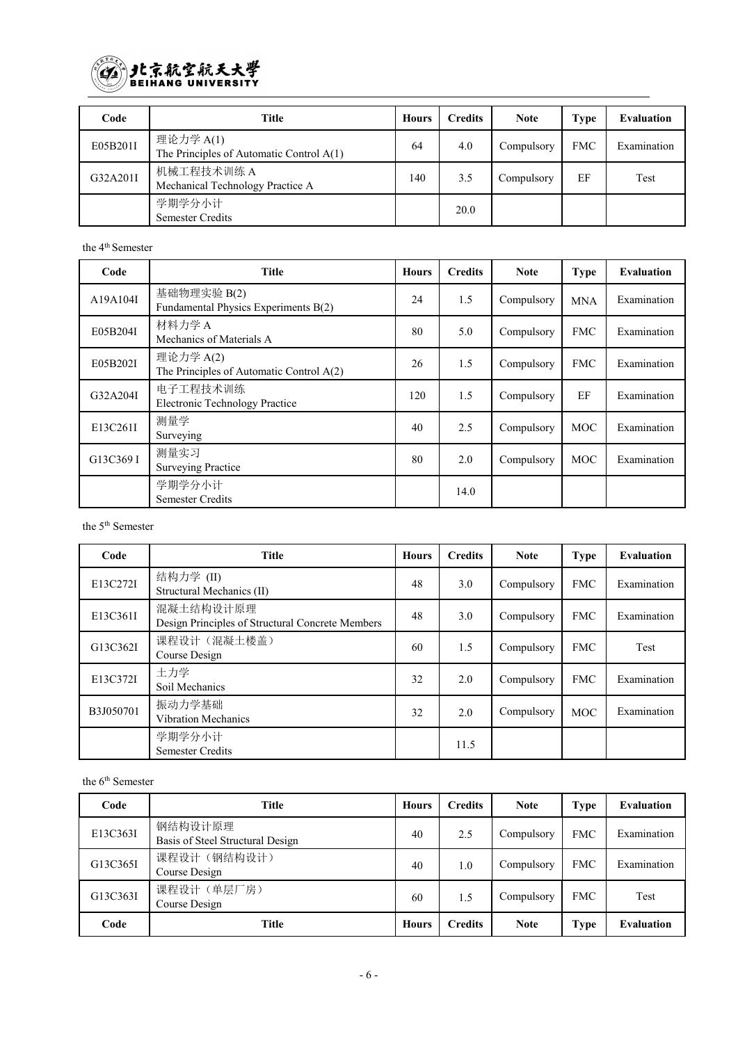| Code | Title | Hours | Credits | Note | Type | Evaluation |
|---|---|---|---|---|---|---|
| E05B201I | 理论力学 A(1)<br>The Principles of Automatic Control A(1) | 64 | 4.0 | Compulsory | FMC | Examination |
| G32A201I | 机械工程技术训练 A<br>Mechanical Technology Practice A | 140 | 3.5 | Compulsory | EF | Test |
| | 学期学分小计<br>Semester Credits | | 20.0 | | | |

the 4th Semester

| Code | Title | Hours | Credits | Note | Type | Evaluation |
|---|---|---|---|---|---|---|
| A19A104I | 基础物理实验 B(2)<br>Fundamental Physics Experiments B(2) | 24 | 1.5 | Compulsory | MNA | Examination |
| E05B204I | 材料力学 A<br>Mechanics of Materials A | 80 | 5.0 | Compulsory | FMC | Examination |
| E05B202I | 理论力学 A(2)<br>The Principles of Automatic Control A(2) | 26 | 1.5 | Compulsory | FMC | Examination |
| G32A204I | 电子工程技术训练<br>Electronic Technology Practice | 120 | 1.5 | Compulsory | EF | Examination |
| E13C261I | 测量学<br>Surveying | 40 | 2.5 | Compulsory | MOC | Examination |
| G13C369 I | 测量实习<br>Surveying Practice | 80 | 2.0 | Compulsory | MOC | Examination |
| | 学期学分小计<br>Semester Credits | | 14.0 | | | |

the 5th Semester

| Code | Title | Hours | Credits | Note | Type | Evaluation |
|---|---|---|---|---|---|---|
| E13C272I | 结构力学 (II)<br>Structural Mechanics (II) | 48 | 3.0 | Compulsory | FMC | Examination |
| E13C361I | 混凝土结构设计原理<br>Design Principles of Structural Concrete Members | 48 | 3.0 | Compulsory | FMC | Examination |
| G13C362I | 课程设计（混凝土楼盖）<br>Course Design | 60 | 1.5 | Compulsory | FMC | Test |
| E13C372I | 土力学<br>Soil Mechanics | 32 | 2.0 | Compulsory | FMC | Examination |
| B3J050701 | 振动力学基础<br>Vibration Mechanics | 32 | 2.0 | Compulsory | MOC | Examination |
| | 学期学分小计<br>Semester Credits | | 11.5 | | | |

the 6th Semester

| Code | Title | Hours | Credits | Note | Type | Evaluation |
|---|---|---|---|---|---|---|
| E13C363I | 钢结构设计原理<br>Basis of Steel Structural Design | 40 | 2.5 | Compulsory | FMC | Examination |
| G13C365I | 课程设计（钢结构设计）<br>Course Design | 40 | 1.0 | Compulsory | FMC | Examination |
| G13C363I | 课程设计（单层厂房）<br>Course Design | 60 | 1.5 | Compulsory | FMC | Test |
| **Code** | **Title** | **Hours** | **Credits** | **Note** | **Type** | **Evaluation** |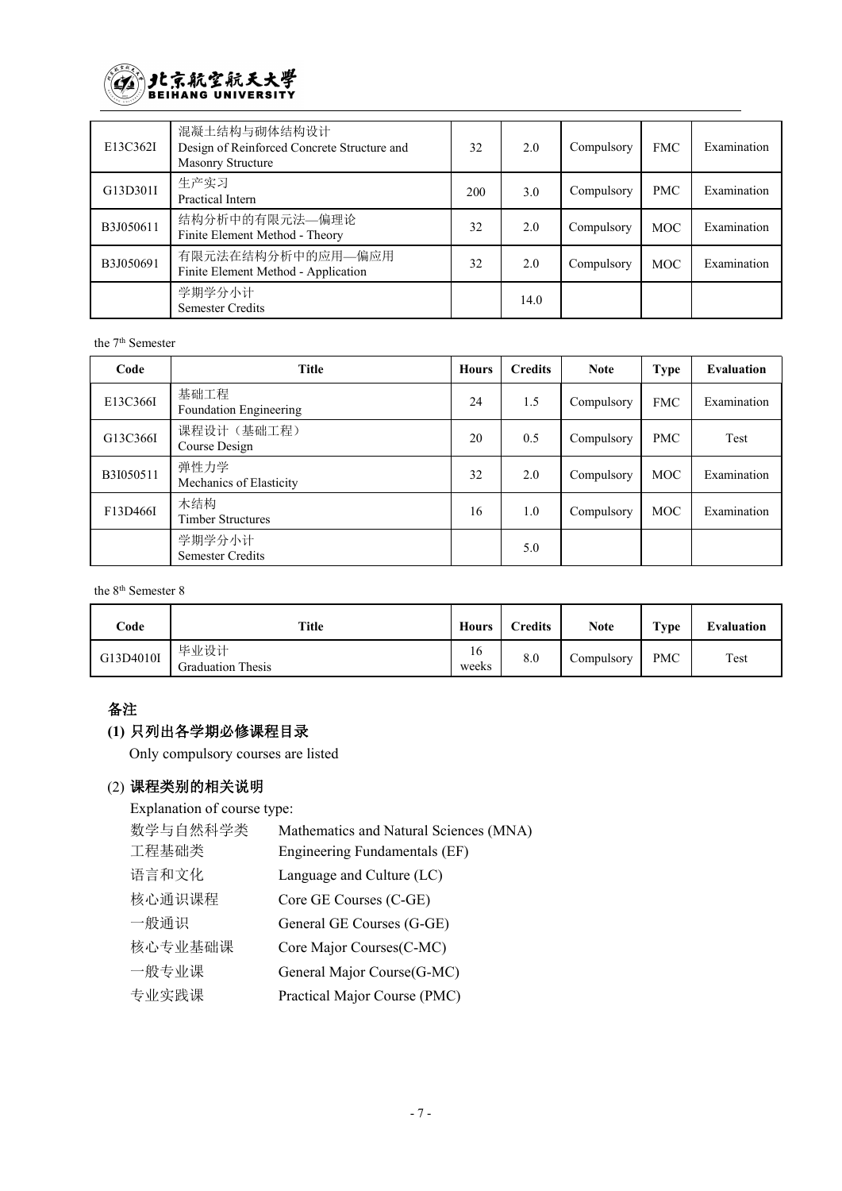| | | | | | | |
|---|---|---|---|---|---|---|
| E13C362I | 混凝土结构与砌体结构设计<br>Design of Reinforced Concrete Structure and Masonry Structure | 32 | 2.0 | Compulsory | FMC | Examination |
| G13D301I | 生产实习<br>Practical Intern | 200 | 3.0 | Compulsory | PMC | Examination |
| B3J050611 | 结构分析中的有限元法—偏理论<br>Finite Element Method - Theory | 32 | 2.0 | Compulsory | MOC | Examination |
| B3J050691 | 有限元法在结构分析中的应用—偏应用<br>Finite Element Method - Application | 32 | 2.0 | Compulsory | MOC | Examination |
| | 学期学分小计<br>Semester Credits | | 14.0 | | | |

the 7th Semester

| Code | Title | Hours | Credits | Note | Type | Evaluation |
|---|---|---|---|---|---|---|
| E13C366I | 基础工程<br>Foundation Engineering | 24 | 1.5 | Compulsory | FMC | Examination |
| G13C366I | 课程设计（基础工程）<br>Course Design | 20 | 0.5 | Compulsory | PMC | Test |
| B3I050511 | 弹性力学<br>Mechanics of Elasticity | 32 | 2.0 | Compulsory | MOC | Examination |
| F13D466I | 木结构<br>Timber Structures | 16 | 1.0 | Compulsory | MOC | Examination |
| | 学期学分小计<br>Semester Credits | | 5.0 | | | |

the 8th Semester 8

| Code | Title | Hours | Credits | Note | Type | Evaluation |
|---|---|---|---|---|---|---|
| G13D4010I | 毕业设计<br>Graduation Thesis | 16 weeks | 8.0 | Compulsory | PMC | Test |

## 备注

**(1) 只列出各学期必修课程目录**

Only compulsory courses are listed

(2) **课程类别的相关说明**

Explanation of course type:

| | |
|---|---|
| 数学与自然科学类 | Mathematics and Natural Sciences (MNA) |
| 工程基础类 | Engineering Fundamentals (EF) |
| 语言和文化 | Language and Culture (LC) |
| 核心通识课程 | Core GE Courses (C-GE) |
| 一般通识 | General GE Courses (G-GE) |
| 核心专业基础课 | Core Major Courses(C-MC) |
| 一般专业课 | General Major Course(G-MC) |
| 专业实践课 | Practical Major Course (PMC) |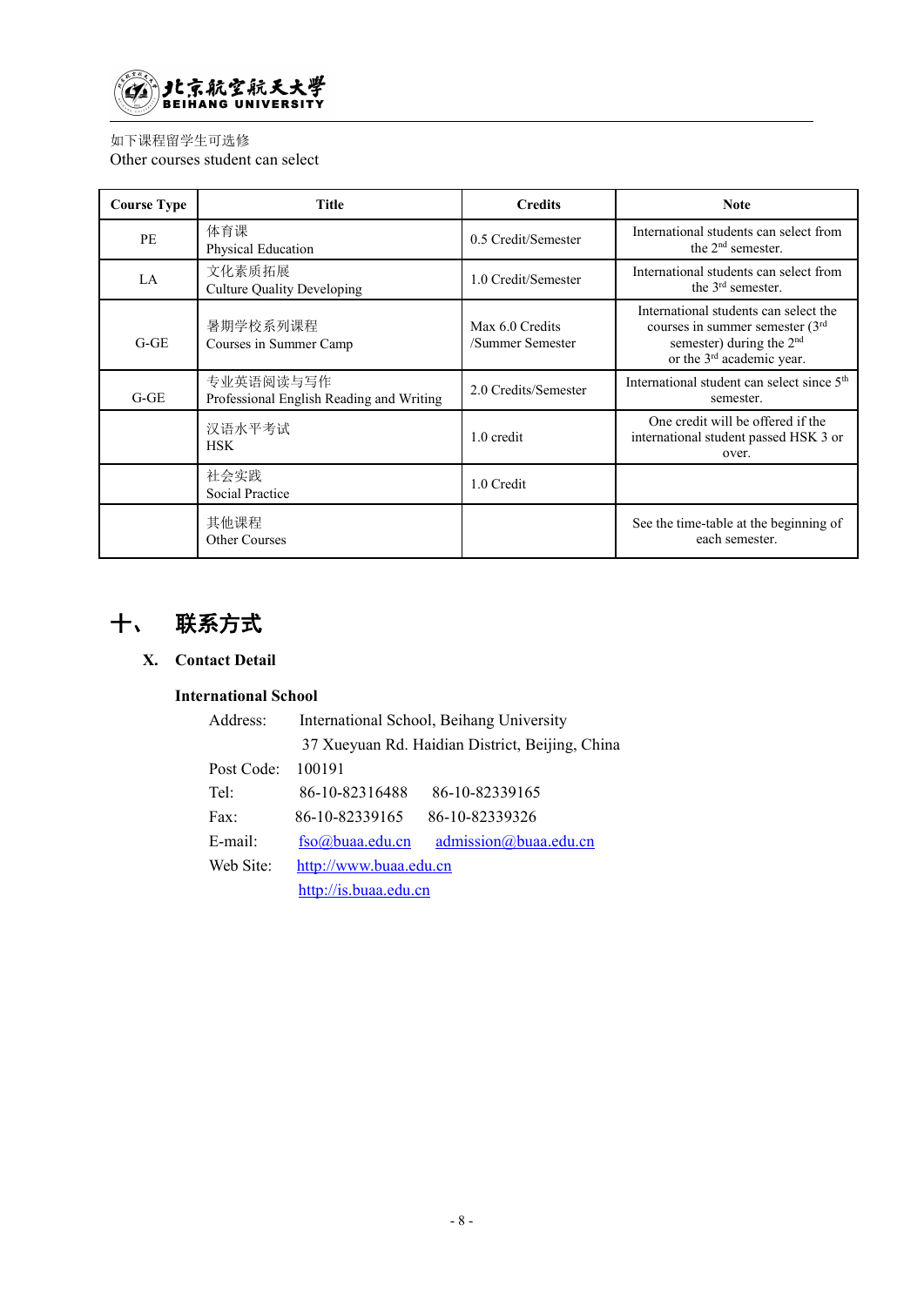如下课程留学生可选修
Other courses student can select

| Course Type | Title | Credits | Note |
|---|---|---|---|
| PE | 体育课<br>Physical Education | 0.5 Credit/Semester | International students can select from the 2nd semester. |
| LA | 文化素质拓展<br>Culture Quality Developing | 1.0 Credit/Semester | International students can select from the 3rd semester. |
| G-GE | 暑期学校系列课程<br>Courses in Summer Camp | Max 6.0 Credits /Summer Semester | International students can select the courses in summer semester (3rd semester) during the 2nd or the 3rd academic year. |
| G-GE | 专业英语阅读与写作<br>Professional English Reading and Writing | 2.0 Credits/Semester | International student can select since 5th semester. |
| | 汉语水平考试<br>HSK | 1.0 credit | One credit will be offered if the international student passed HSK 3 or over. |
| | 社会实践<br>Social Practice | 1.0 Credit | |
| | 其他课程<br>Other Courses | | See the time-table at the beginning of each semester. |

## 十、 联系方式

### X. Contact Detail

**International School**

Address: International School, Beihang University
37 Xueyuan Rd. Haidian District, Beijing, China

Post Code: 100191

Tel: 86-10-82316488 86-10-82339165

Fax: 86-10-82339165 86-10-82339326

E-mail: fso@buaa.edu.cn admission@buaa.edu.cn

Web Site: http://www.buaa.edu.cn
http://is.buaa.edu.cn